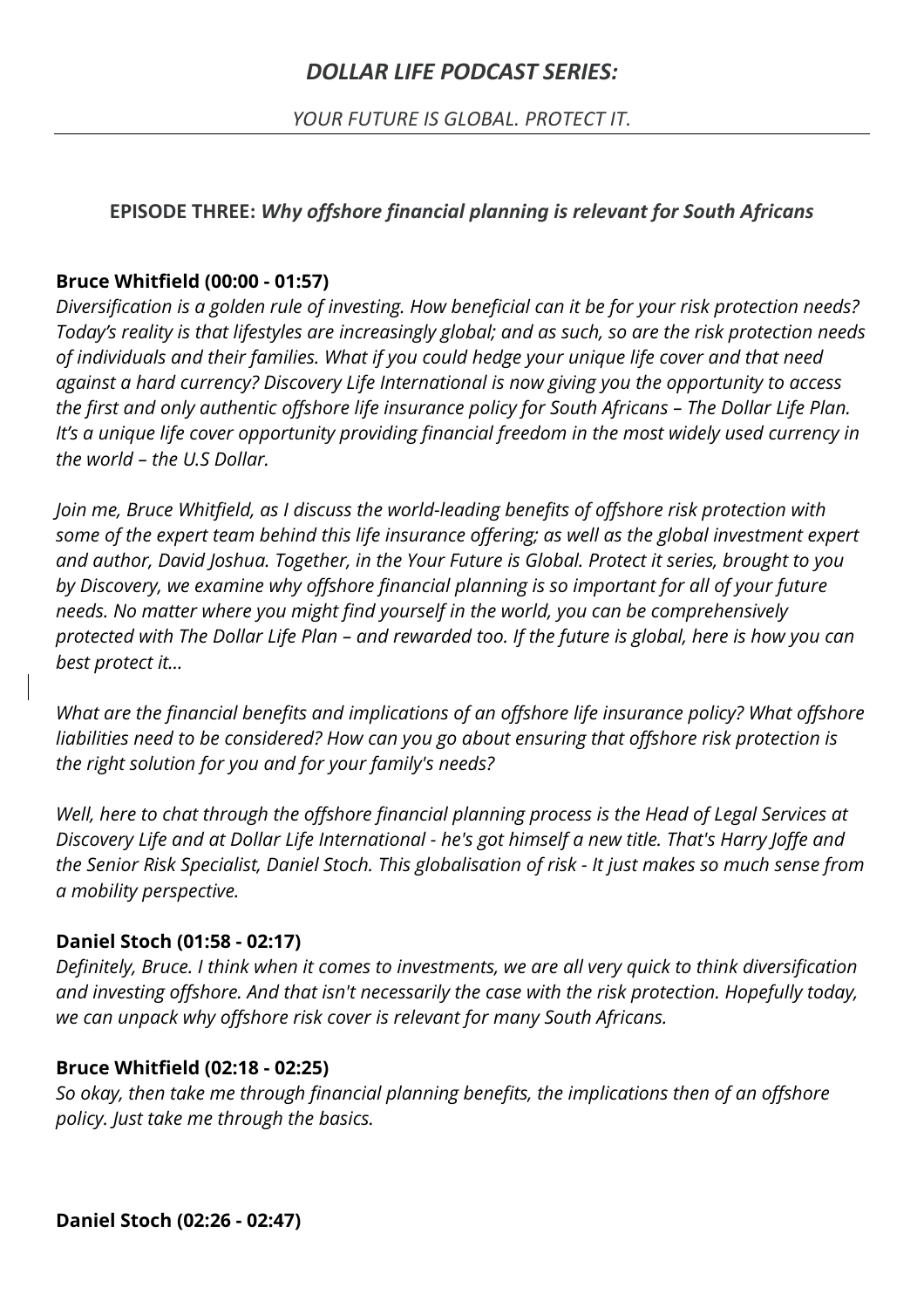# *DOLLAR LIFE PODCAST SERIES:*

*YOUR FUTURE IS GLOBAL. PROTECT IT.*

---

## EPISODE THREE: *Why offshore financial planning is relevant for South Africans*

**Bruce Whitfield (00:00 - 01:57)**

*Diversification is a golden rule of investing. How beneficial can it be for your risk protection needs? Today's reality is that lifestyles are increasingly global; and as such, so are the risk protection needs of individuals and their families. What if you could hedge your unique life cover and that need against a hard currency? Discovery Life International is now giving you the opportunity to access the first and only authentic offshore life insurance policy for South Africans – The Dollar Life Plan. It's a unique life cover opportunity providing financial freedom in the most widely used currency in the world – the U.S Dollar.*

*Join me, Bruce Whitfield, as I discuss the world-leading benefits of offshore risk protection with some of the expert team behind this life insurance offering; as well as the global investment expert and author, David Joshua. Together, in the Your Future is Global. Protect it series, brought to you by Discovery, we examine why offshore financial planning is so important for all of your future needs. No matter where you might find yourself in the world, you can be comprehensively protected with The Dollar Life Plan – and rewarded too. If the future is global, here is how you can best protect it...*

*What are the financial benefits and implications of an offshore life insurance policy? What offshore liabilities need to be considered? How can you go about ensuring that offshore risk protection is the right solution for you and for your family's needs?*

*Well, here to chat through the offshore financial planning process is the Head of Legal Services at Discovery Life and at Dollar Life International - he's got himself a new title. That's Harry Joffe and the Senior Risk Specialist, Daniel Stoch. This globalisation of risk - It just makes so much sense from a mobility perspective.*

**Daniel Stoch (01:58 - 02:17)**

*Definitely, Bruce. I think when it comes to investments, we are all very quick to think diversification and investing offshore. And that isn't necessarily the case with the risk protection. Hopefully today, we can unpack why offshore risk cover is relevant for many South Africans.*

**Bruce Whitfield (02:18 - 02:25)**

*So okay, then take me through financial planning benefits, the implications then of an offshore policy. Just take me through the basics.*

**Daniel Stoch (02:26 - 02:47)**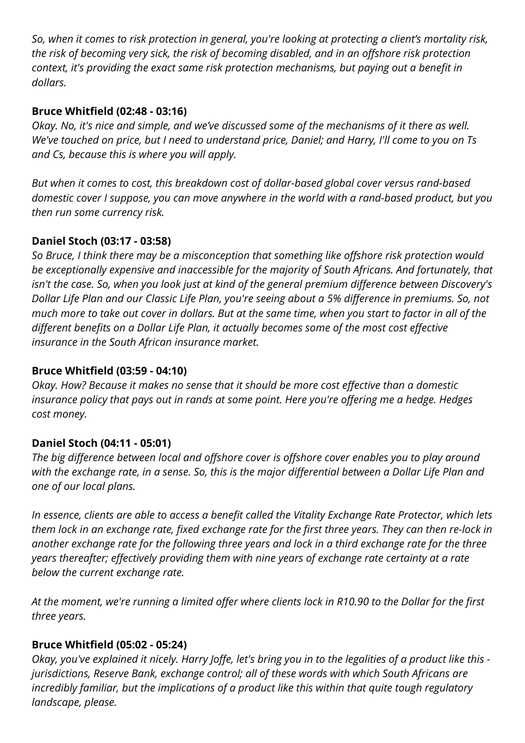*So, when it comes to risk protection in general, you're looking at protecting a client's mortality risk, the risk of becoming very sick, the risk of becoming disabled, and in an offshore risk protection context, it's providing the exact same risk protection mechanisms, but paying out a benefit in dollars.*

**Bruce Whitfield (02:48 - 03:16)**

*Okay. No, it's nice and simple, and we've discussed some of the mechanisms of it there as well. We've touched on price, but I need to understand price, Daniel; and Harry, I'll come to you on Ts and Cs, because this is where you will apply.*

*But when it comes to cost, this breakdown cost of dollar-based global cover versus rand-based domestic cover I suppose, you can move anywhere in the world with a rand-based product, but you then run some currency risk.*

**Daniel Stoch (03:17 - 03:58)**

*So Bruce, I think there may be a misconception that something like offshore risk protection would be exceptionally expensive and inaccessible for the majority of South Africans. And fortunately, that isn't the case. So, when you look just at kind of the general premium difference between Discovery's Dollar Life Plan and our Classic Life Plan, you're seeing about a 5% difference in premiums. So, not much more to take out cover in dollars. But at the same time, when you start to factor in all of the different benefits on a Dollar Life Plan, it actually becomes some of the most cost effective insurance in the South African insurance market.*

**Bruce Whitfield (03:59 - 04:10)**

*Okay. How? Because it makes no sense that it should be more cost effective than a domestic insurance policy that pays out in rands at some point. Here you're offering me a hedge. Hedges cost money.*

**Daniel Stoch (04:11 - 05:01)**

*The big difference between local and offshore cover is offshore cover enables you to play around with the exchange rate, in a sense. So, this is the major differential between a Dollar Life Plan and one of our local plans.*

*In essence, clients are able to access a benefit called the Vitality Exchange Rate Protector, which lets them lock in an exchange rate, fixed exchange rate for the first three years. They can then re-lock in another exchange rate for the following three years and lock in a third exchange rate for the three years thereafter; effectively providing them with nine years of exchange rate certainty at a rate below the current exchange rate.*

*At the moment, we're running a limited offer where clients lock in R10.90 to the Dollar for the first three years.*

**Bruce Whitfield (05:02 - 05:24)**

*Okay, you've explained it nicely. Harry Joffe, let's bring you in to the legalities of a product like this - jurisdictions, Reserve Bank, exchange control; all of these words with which South Africans are incredibly familiar, but the implications of a product like this within that quite tough regulatory landscape, please.*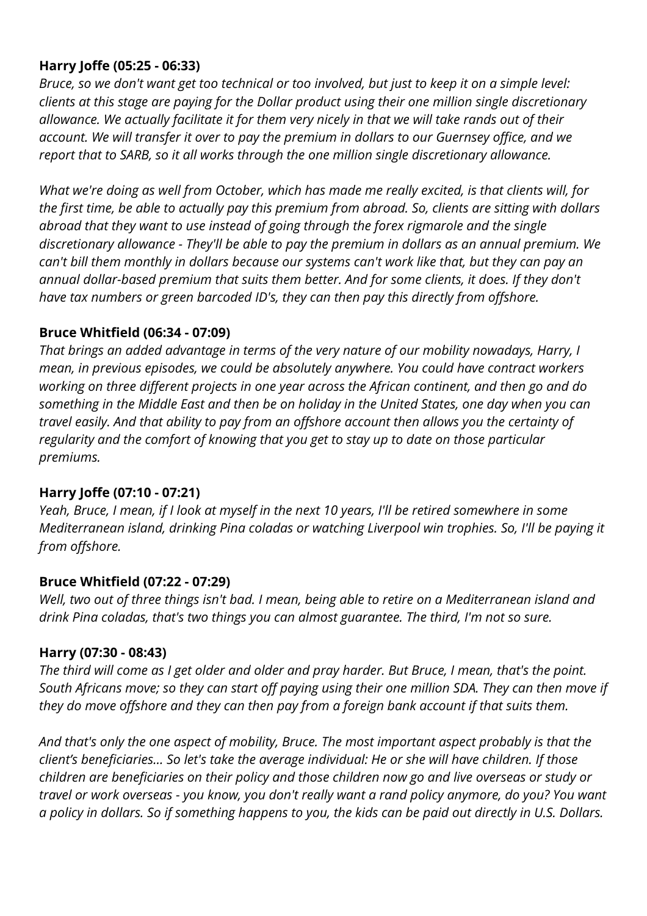**Harry Joffe (05:25 - 06:33)**

*Bruce, so we don't want get too technical or too involved, but just to keep it on a simple level: clients at this stage are paying for the Dollar product using their one million single discretionary allowance. We actually facilitate it for them very nicely in that we will take rands out of their account. We will transfer it over to pay the premium in dollars to our Guernsey office, and we report that to SARB, so it all works through the one million single discretionary allowance.*

*What we're doing as well from October, which has made me really excited, is that clients will, for the first time, be able to actually pay this premium from abroad. So, clients are sitting with dollars abroad that they want to use instead of going through the forex rigmarole and the single discretionary allowance - They'll be able to pay the premium in dollars as an annual premium. We can't bill them monthly in dollars because our systems can't work like that, but they can pay an annual dollar-based premium that suits them better. And for some clients, it does. If they don't have tax numbers or green barcoded ID's, they can then pay this directly from offshore.*

**Bruce Whitfield (06:34 - 07:09)**

*That brings an added advantage in terms of the very nature of our mobility nowadays, Harry, I mean, in previous episodes, we could be absolutely anywhere. You could have contract workers working on three different projects in one year across the African continent, and then go and do something in the Middle East and then be on holiday in the United States, one day when you can travel easily. And that ability to pay from an offshore account then allows you the certainty of regularity and the comfort of knowing that you get to stay up to date on those particular premiums.*

**Harry Joffe (07:10 - 07:21)**

*Yeah, Bruce, I mean, if I look at myself in the next 10 years, I'll be retired somewhere in some Mediterranean island, drinking Pina coladas or watching Liverpool win trophies. So, I'll be paying it from offshore.*

**Bruce Whitfield (07:22 - 07:29)**

*Well, two out of three things isn't bad. I mean, being able to retire on a Mediterranean island and drink Pina coladas, that's two things you can almost guarantee. The third, I'm not so sure.*

**Harry (07:30 - 08:43)**

*The third will come as I get older and older and pray harder. But Bruce, I mean, that's the point. South Africans move; so they can start off paying using their one million SDA. They can then move if they do move offshore and they can then pay from a foreign bank account if that suits them.*

*And that's only the one aspect of mobility, Bruce. The most important aspect probably is that the client's beneficiaries... So let's take the average individual: He or she will have children. If those children are beneficiaries on their policy and those children now go and live overseas or study or travel or work overseas - you know, you don't really want a rand policy anymore, do you? You want a policy in dollars. So if something happens to you, the kids can be paid out directly in U.S. Dollars.*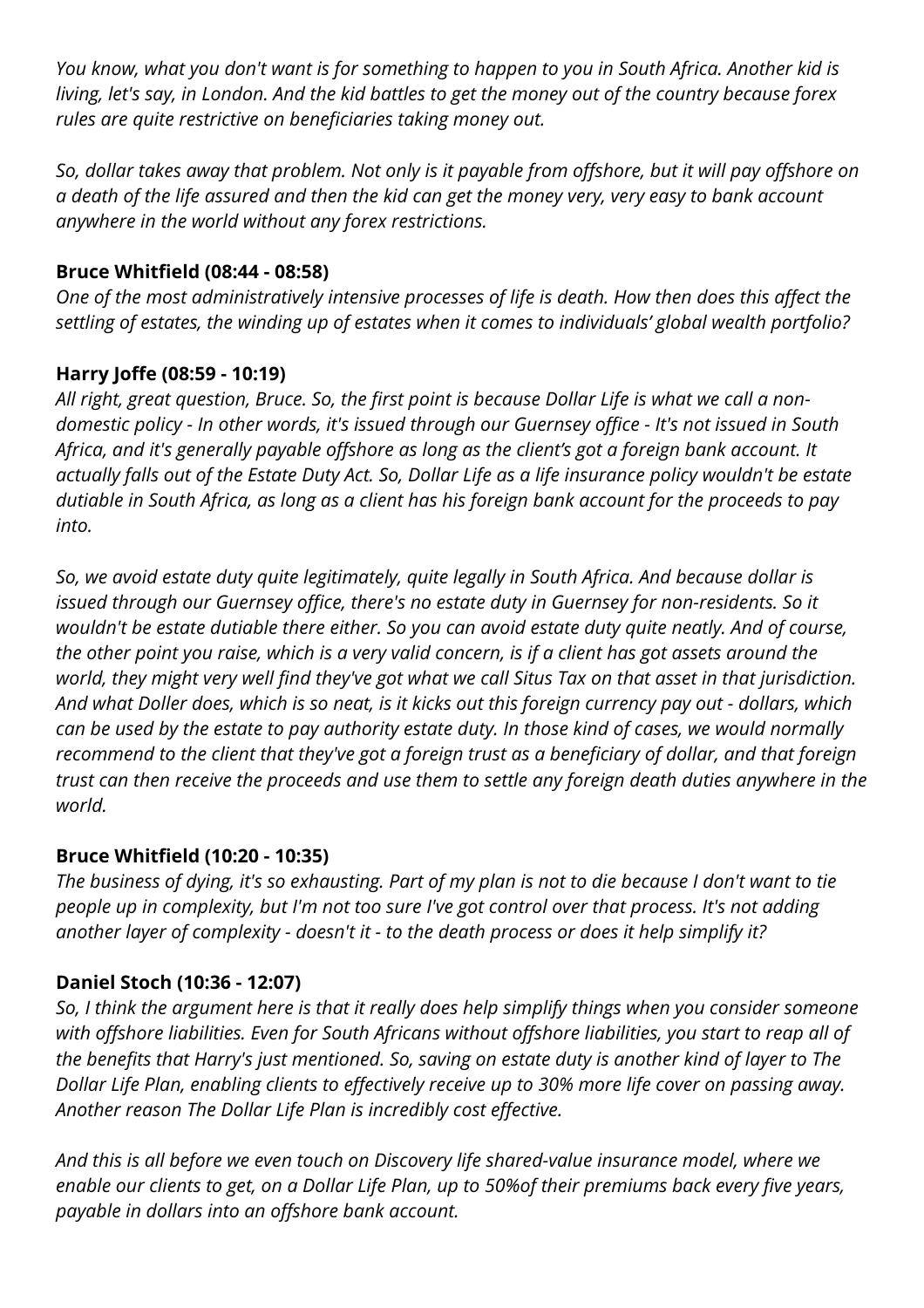*You know, what you don't want is for something to happen to you in South Africa. Another kid is living, let's say, in London. And the kid battles to get the money out of the country because forex rules are quite restrictive on beneficiaries taking money out.*

*So, dollar takes away that problem. Not only is it payable from offshore, but it will pay offshore on a death of the life assured and then the kid can get the money very, very easy to bank account anywhere in the world without any forex restrictions.*

**Bruce Whitfield (08:44 - 08:58)**

*One of the most administratively intensive processes of life is death. How then does this affect the settling of estates, the winding up of estates when it comes to individuals' global wealth portfolio?*

**Harry Joffe (08:59 - 10:19)**

*All right, great question, Bruce. So, the first point is because Dollar Life is what we call a non-domestic policy - In other words, it's issued through our Guernsey office - It's not issued in South Africa, and it's generally payable offshore as long as the client's got a foreign bank account. It actually falls out of the Estate Duty Act. So, Dollar Life as a life insurance policy wouldn't be estate dutiable in South Africa, as long as a client has his foreign bank account for the proceeds to pay into.*

*So, we avoid estate duty quite legitimately, quite legally in South Africa. And because dollar is issued through our Guernsey office, there's no estate duty in Guernsey for non-residents. So it wouldn't be estate dutiable there either. So you can avoid estate duty quite neatly. And of course, the other point you raise, which is a very valid concern, is if a client has got assets around the world, they might very well find they've got what we call Situs Tax on that asset in that jurisdiction. And what Doller does, which is so neat, is it kicks out this foreign currency pay out - dollars, which can be used by the estate to pay authority estate duty. In those kind of cases, we would normally recommend to the client that they've got a foreign trust as a beneficiary of dollar, and that foreign trust can then receive the proceeds and use them to settle any foreign death duties anywhere in the world.*

**Bruce Whitfield (10:20 - 10:35)**

*The business of dying, it's so exhausting. Part of my plan is not to die because I don't want to tie people up in complexity, but I'm not too sure I've got control over that process. It's not adding another layer of complexity - doesn't it - to the death process or does it help simplify it?*

**Daniel Stoch (10:36 - 12:07)**

*So, I think the argument here is that it really does help simplify things when you consider someone with offshore liabilities. Even for South Africans without offshore liabilities, you start to reap all of the benefits that Harry's just mentioned. So, saving on estate duty is another kind of layer to The Dollar Life Plan, enabling clients to effectively receive up to 30% more life cover on passing away. Another reason The Dollar Life Plan is incredibly cost effective.*

*And this is all before we even touch on Discovery life shared-value insurance model, where we enable our clients to get, on a Dollar Life Plan, up to 50%of their premiums back every five years, payable in dollars into an offshore bank account.*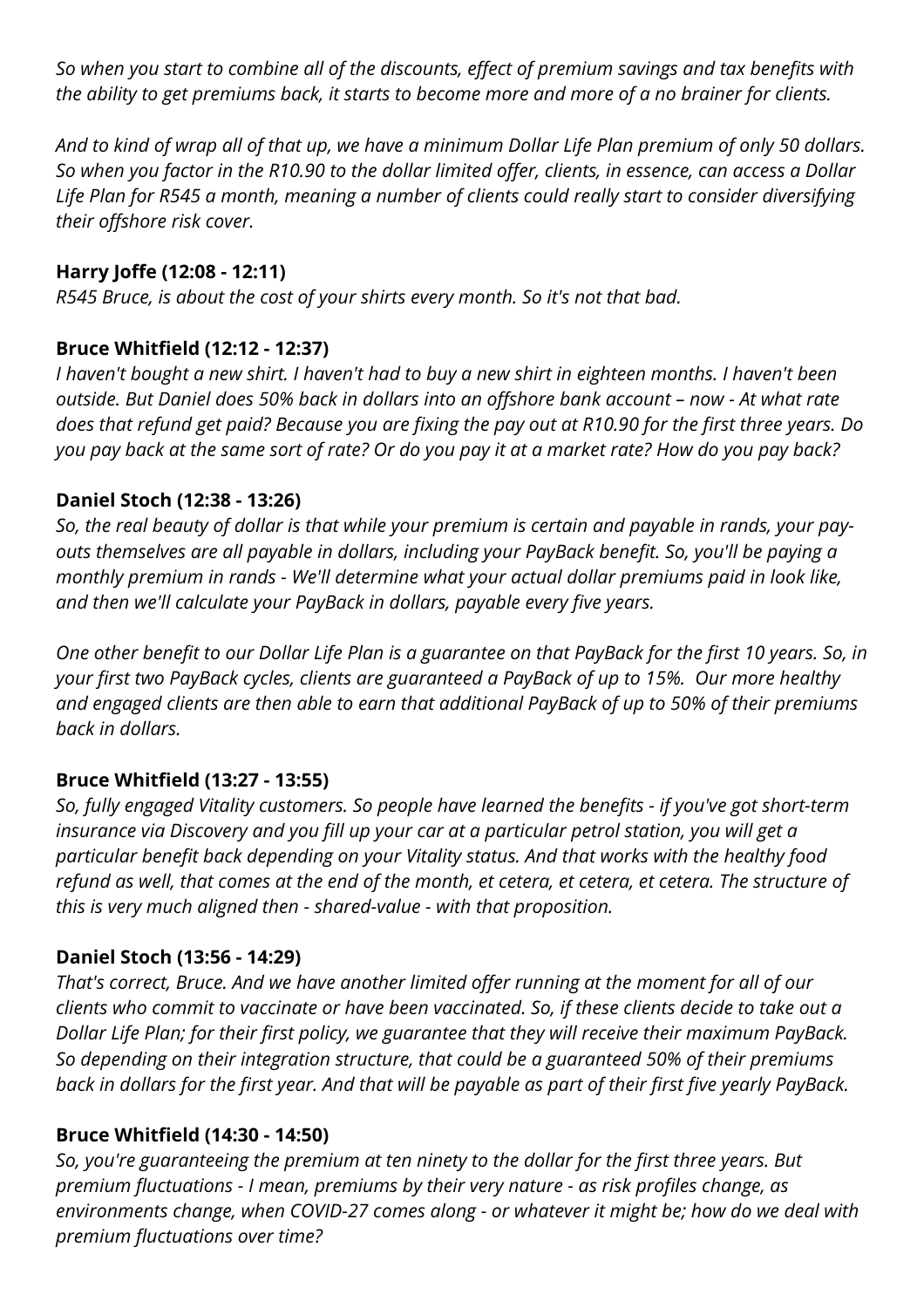*So when you start to combine all of the discounts, effect of premium savings and tax benefits with the ability to get premiums back, it starts to become more and more of a no brainer for clients.*

*And to kind of wrap all of that up, we have a minimum Dollar Life Plan premium of only 50 dollars. So when you factor in the R10.90 to the dollar limited offer, clients, in essence, can access a Dollar Life Plan for R545 a month, meaning a number of clients could really start to consider diversifying their offshore risk cover.*

**Harry Joffe (12:08 - 12:11)**

*R545 Bruce, is about the cost of your shirts every month. So it's not that bad.*

**Bruce Whitfield (12:12 - 12:37)**

*I haven't bought a new shirt. I haven't had to buy a new shirt in eighteen months. I haven't been outside. But Daniel does 50% back in dollars into an offshore bank account – now - At what rate does that refund get paid? Because you are fixing the pay out at R10.90 for the first three years. Do you pay back at the same sort of rate? Or do you pay it at a market rate? How do you pay back?*

**Daniel Stoch (12:38 - 13:26)**

*So, the real beauty of dollar is that while your premium is certain and payable in rands, your pay-outs themselves are all payable in dollars, including your PayBack benefit. So, you'll be paying a monthly premium in rands - We'll determine what your actual dollar premiums paid in look like, and then we'll calculate your PayBack in dollars, payable every five years.*

*One other benefit to our Dollar Life Plan is a guarantee on that PayBack for the first 10 years. So, in your first two PayBack cycles, clients are guaranteed a PayBack of up to 15%. Our more healthy and engaged clients are then able to earn that additional PayBack of up to 50% of their premiums back in dollars.*

**Bruce Whitfield (13:27 - 13:55)**

*So, fully engaged Vitality customers. So people have learned the benefits - if you've got short-term insurance via Discovery and you fill up your car at a particular petrol station, you will get a particular benefit back depending on your Vitality status. And that works with the healthy food refund as well, that comes at the end of the month, et cetera, et cetera, et cetera. The structure of this is very much aligned then - shared-value - with that proposition.*

**Daniel Stoch (13:56 - 14:29)**

*That's correct, Bruce. And we have another limited offer running at the moment for all of our clients who commit to vaccinate or have been vaccinated. So, if these clients decide to take out a Dollar Life Plan; for their first policy, we guarantee that they will receive their maximum PayBack. So depending on their integration structure, that could be a guaranteed 50% of their premiums back in dollars for the first year. And that will be payable as part of their first five yearly PayBack.*

**Bruce Whitfield (14:30 - 14:50)**

*So, you're guaranteeing the premium at ten ninety to the dollar for the first three years. But premium fluctuations - I mean, premiums by their very nature - as risk profiles change, as environments change, when COVID-27 comes along - or whatever it might be; how do we deal with premium fluctuations over time?*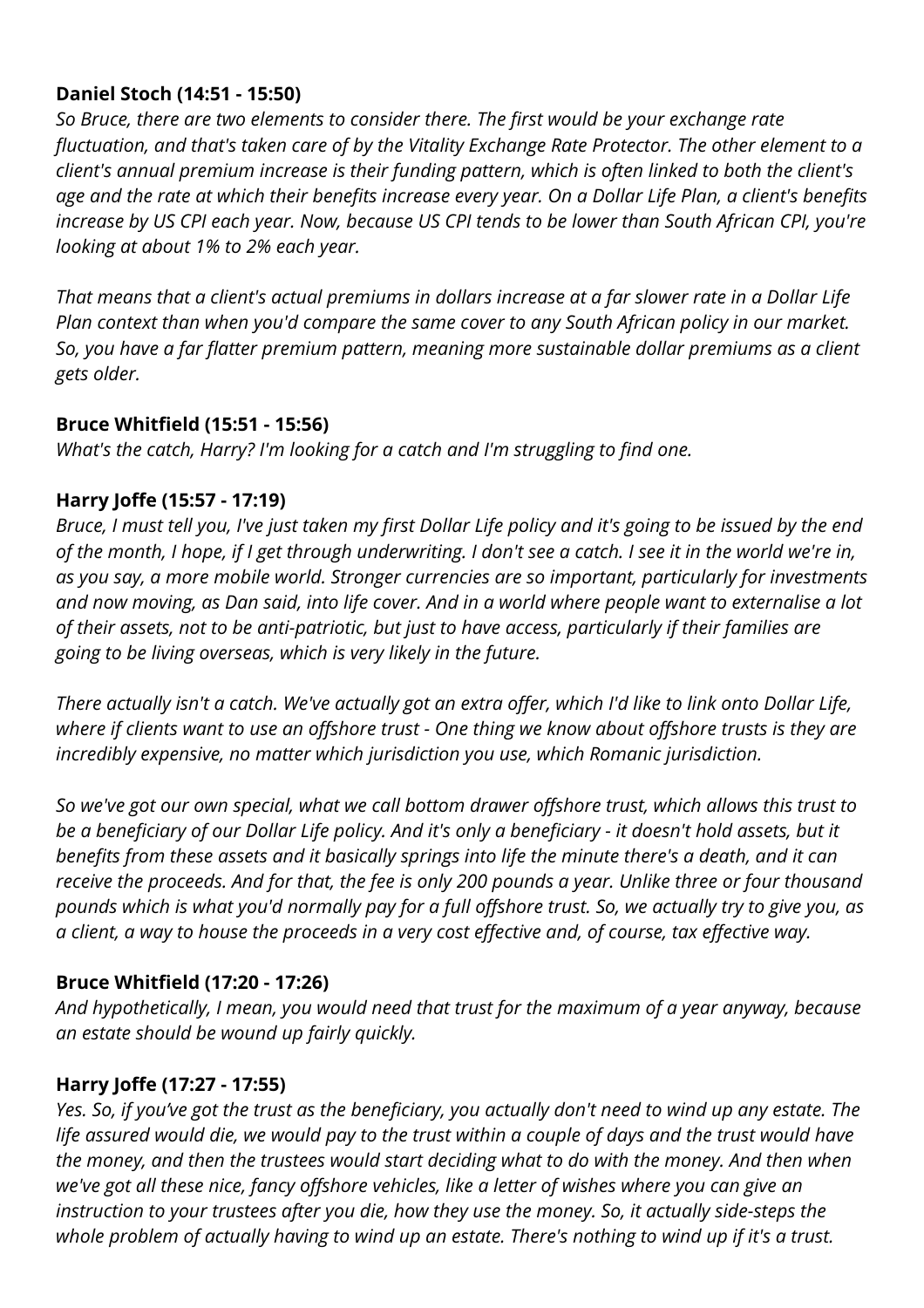**Daniel Stoch (14:51 - 15:50)**

*So Bruce, there are two elements to consider there. The first would be your exchange rate fluctuation, and that's taken care of by the Vitality Exchange Rate Protector. The other element to a client's annual premium increase is their funding pattern, which is often linked to both the client's age and the rate at which their benefits increase every year. On a Dollar Life Plan, a client's benefits increase by US CPI each year. Now, because US CPI tends to be lower than South African CPI, you're looking at about 1% to 2% each year.*

*That means that a client's actual premiums in dollars increase at a far slower rate in a Dollar Life Plan context than when you'd compare the same cover to any South African policy in our market. So, you have a far flatter premium pattern, meaning more sustainable dollar premiums as a client gets older.*

**Bruce Whitfield (15:51 - 15:56)**

*What's the catch, Harry? I'm looking for a catch and I'm struggling to find one.*

**Harry Joffe (15:57 - 17:19)**

*Bruce, I must tell you, I've just taken my first Dollar Life policy and it's going to be issued by the end of the month, I hope, if I get through underwriting. I don't see a catch. I see it in the world we're in, as you say, a more mobile world. Stronger currencies are so important, particularly for investments and now moving, as Dan said, into life cover. And in a world where people want to externalise a lot of their assets, not to be anti-patriotic, but just to have access, particularly if their families are going to be living overseas, which is very likely in the future.*

*There actually isn't a catch. We've actually got an extra offer, which I'd like to link onto Dollar Life, where if clients want to use an offshore trust - One thing we know about offshore trusts is they are incredibly expensive, no matter which jurisdiction you use, which Romanic jurisdiction.*

*So we've got our own special, what we call bottom drawer offshore trust, which allows this trust to be a beneficiary of our Dollar Life policy. And it's only a beneficiary - it doesn't hold assets, but it benefits from these assets and it basically springs into life the minute there's a death, and it can receive the proceeds. And for that, the fee is only 200 pounds a year. Unlike three or four thousand pounds which is what you'd normally pay for a full offshore trust. So, we actually try to give you, as a client, a way to house the proceeds in a very cost effective and, of course, tax effective way.*

**Bruce Whitfield (17:20 - 17:26)**

*And hypothetically, I mean, you would need that trust for the maximum of a year anyway, because an estate should be wound up fairly quickly.*

**Harry Joffe (17:27 - 17:55)**

*Yes. So, if you've got the trust as the beneficiary, you actually don't need to wind up any estate. The life assured would die, we would pay to the trust within a couple of days and the trust would have the money, and then the trustees would start deciding what to do with the money. And then when we've got all these nice, fancy offshore vehicles, like a letter of wishes where you can give an instruction to your trustees after you die, how they use the money. So, it actually side-steps the whole problem of actually having to wind up an estate. There's nothing to wind up if it's a trust.*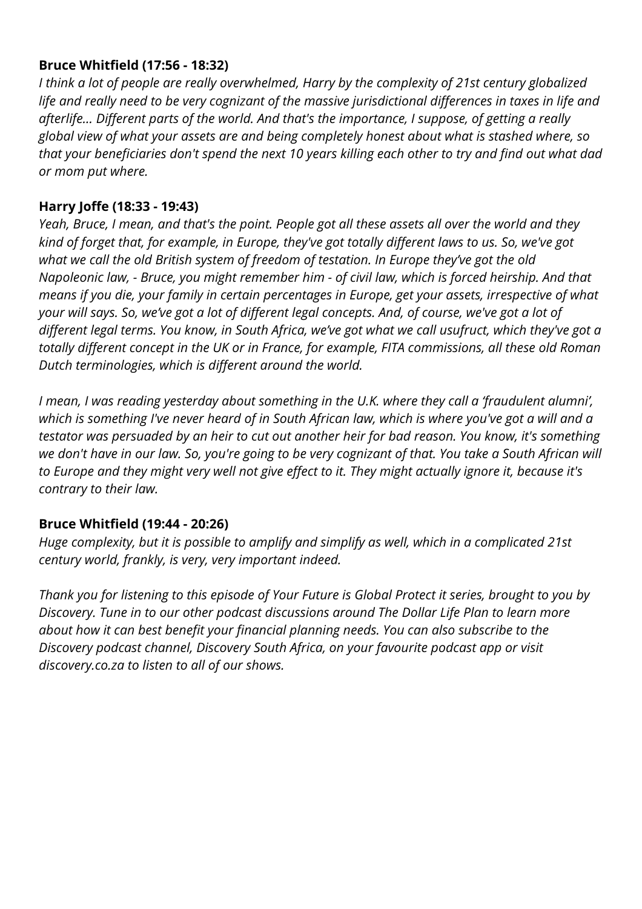**Bruce Whitfield (17:56 - 18:32)**

*I think a lot of people are really overwhelmed, Harry by the complexity of 21st century globalized life and really need to be very cognizant of the massive jurisdictional differences in taxes in life and afterlife… Different parts of the world. And that's the importance, I suppose, of getting a really global view of what your assets are and being completely honest about what is stashed where, so that your beneficiaries don't spend the next 10 years killing each other to try and find out what dad or mom put where.*

**Harry Joffe (18:33 - 19:43)**

*Yeah, Bruce, I mean, and that's the point. People got all these assets all over the world and they kind of forget that, for example, in Europe, they've got totally different laws to us. So, we've got what we call the old British system of freedom of testation. In Europe they've got the old Napoleonic law, - Bruce, you might remember him - of civil law, which is forced heirship. And that means if you die, your family in certain percentages in Europe, get your assets, irrespective of what your will says. So, we've got a lot of different legal concepts. And, of course, we've got a lot of different legal terms. You know, in South Africa, we've got what we call usufruct, which they've got a totally different concept in the UK or in France, for example, FITA commissions, all these old Roman Dutch terminologies, which is different around the world.*

*I mean, I was reading yesterday about something in the U.K. where they call a 'fraudulent alumni', which is something I've never heard of in South African law, which is where you've got a will and a testator was persuaded by an heir to cut out another heir for bad reason. You know, it's something we don't have in our law. So, you're going to be very cognizant of that. You take a South African will to Europe and they might very well not give effect to it. They might actually ignore it, because it's contrary to their law.*

**Bruce Whitfield (19:44 - 20:26)**

*Huge complexity, but it is possible to amplify and simplify as well, which in a complicated 21st century world, frankly, is very, very important indeed.*

*Thank you for listening to this episode of Your Future is Global Protect it series, brought to you by Discovery. Tune in to our other podcast discussions around The Dollar Life Plan to learn more about how it can best benefit your financial planning needs. You can also subscribe to the Discovery podcast channel, Discovery South Africa, on your favourite podcast app or visit discovery.co.za to listen to all of our shows.*